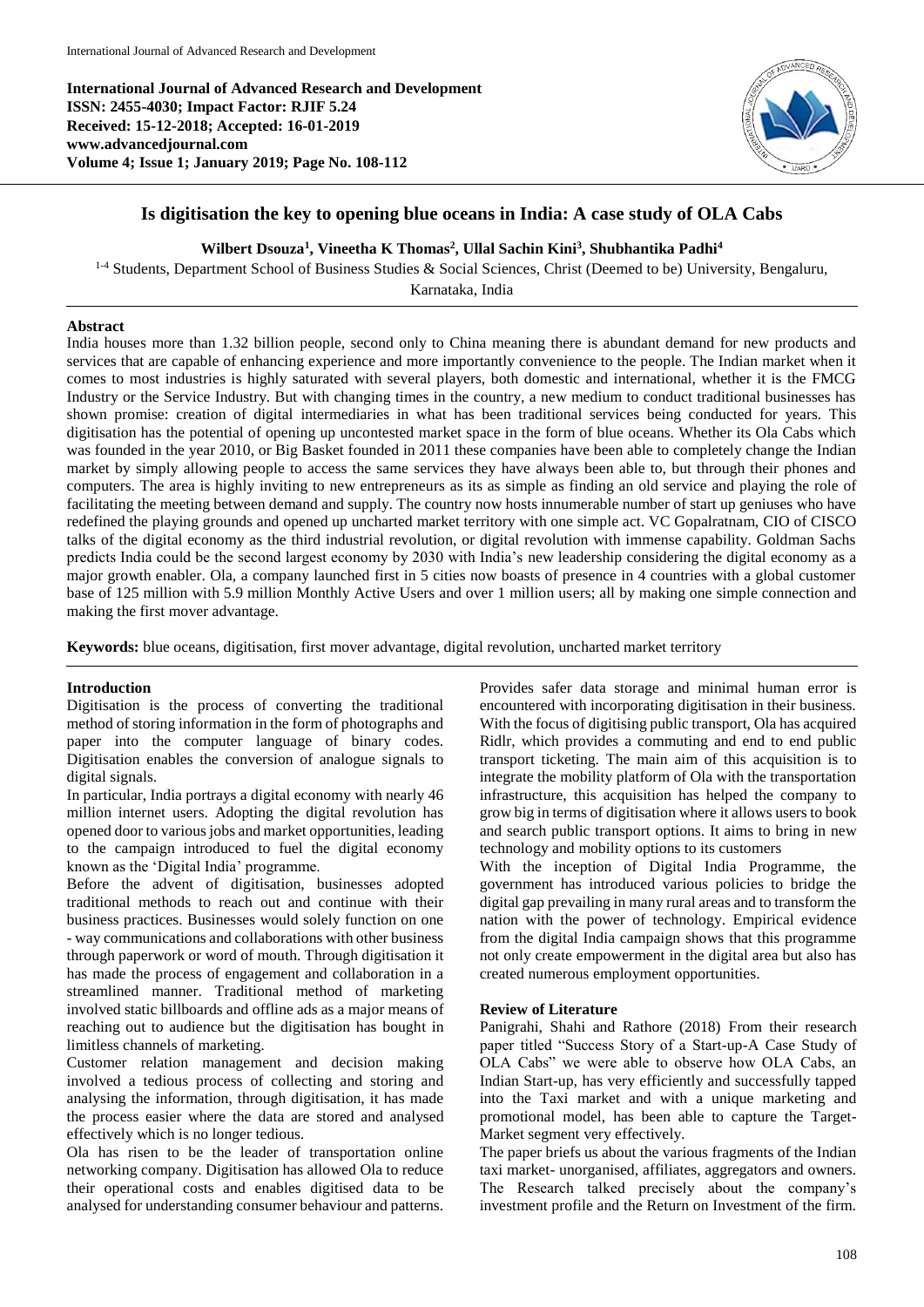# Is digitisation the key to opening blue oceans in India: A case study of OLA Cabs

**Wilbert Dsouza[1], Vineetha K Thomas[2], Ullal Sachin Kini[3], Shubhantika Padhi[4]**

[1-4] Students, Department School of Business Studies & Social Sciences, Christ (Deemed to be) University, Bengaluru, Karnataka, India

## Abstract

India houses more than 1.32 billion people, second only to China meaning there is abundant demand for new products and services that are capable of enhancing experience and more importantly convenience to the people. The Indian market when it comes to most industries is highly saturated with several players, both domestic and international, whether it is the FMCG Industry or the Service Industry. But with changing times in the country, a new medium to conduct traditional businesses has shown promise: creation of digital intermediaries in what has been traditional services being conducted for years. This digitisation has the potential of opening up uncontested market space in the form of blue oceans. Whether its Ola Cabs which was founded in the year 2010, or Big Basket founded in 2011 these companies have been able to completely change the Indian market by simply allowing people to access the same services they have always been able to, but through their phones and computers. The area is highly inviting to new entrepreneurs as its as simple as finding an old service and playing the role of facilitating the meeting between demand and supply. The country now hosts innumerable number of start up geniuses who have redefined the playing grounds and opened up uncharted market territory with one simple act. VC Gopalratnam, CIO of CISCO talks of the digital economy as the third industrial revolution, or digital revolution with immense capability. Goldman Sachs predicts India could be the second largest economy by 2030 with India's new leadership considering the digital economy as a major growth enabler. Ola, a company launched first in 5 cities now boasts of presence in 4 countries with a global customer base of 125 million with 5.9 million Monthly Active Users and over 1 million users; all by making one simple connection and making the first mover advantage.

**Keywords:** blue oceans, digitisation, first mover advantage, digital revolution, uncharted market territory

## Introduction

Digitisation is the process of converting the traditional method of storing information in the form of photographs and paper into the computer language of binary codes. Digitisation enables the conversion of analogue signals to digital signals.

In particular, India portrays a digital economy with nearly 46 million internet users. Adopting the digital revolution has opened door to various jobs and market opportunities, leading to the campaign introduced to fuel the digital economy known as the 'Digital India' programme.

Before the advent of digitisation, businesses adopted traditional methods to reach out and continue with their business practices. Businesses would solely function on one - way communications and collaborations with other business through paperwork or word of mouth. Through digitisation it has made the process of engagement and collaboration in a streamlined manner. Traditional method of marketing involved static billboards and offline ads as a major means of reaching out to audience but the digitisation has bought in limitless channels of marketing.

Customer relation management and decision making involved a tedious process of collecting and storing and analysing the information, through digitisation, it has made the process easier where the data are stored and analysed effectively which is no longer tedious.

Ola has risen to be the leader of transportation online networking company. Digitisation has allowed Ola to reduce their operational costs and enables digitised data to be analysed for understanding consumer behaviour and patterns. Provides safer data storage and minimal human error is encountered with incorporating digitisation in their business. With the focus of digitising public transport, Ola has acquired Ridlr, which provides a commuting and end to end public transport ticketing. The main aim of this acquisition is to integrate the mobility platform of Ola with the transportation infrastructure, this acquisition has helped the company to grow big in terms of digitisation where it allows users to book and search public transport options. It aims to bring in new technology and mobility options to its customers

With the inception of Digital India Programme, the government has introduced various policies to bridge the digital gap prevailing in many rural areas and to transform the nation with the power of technology. Empirical evidence from the digital India campaign shows that this programme not only create empowerment in the digital area but also has created numerous employment opportunities.

## Review of Literature

Panigrahi, Shahi and Rathore (2018) From their research paper titled "Success Story of a Start-up-A Case Study of OLA Cabs" we were able to observe how OLA Cabs, an Indian Start-up, has very efficiently and successfully tapped into the Taxi market and with a unique marketing and promotional model, has been able to capture the Target-Market segment very effectively.

The paper briefs us about the various fragments of the Indian taxi market- unorganised, affiliates, aggregators and owners. The Research talked precisely about the company's investment profile and the Return on Investment of the firm.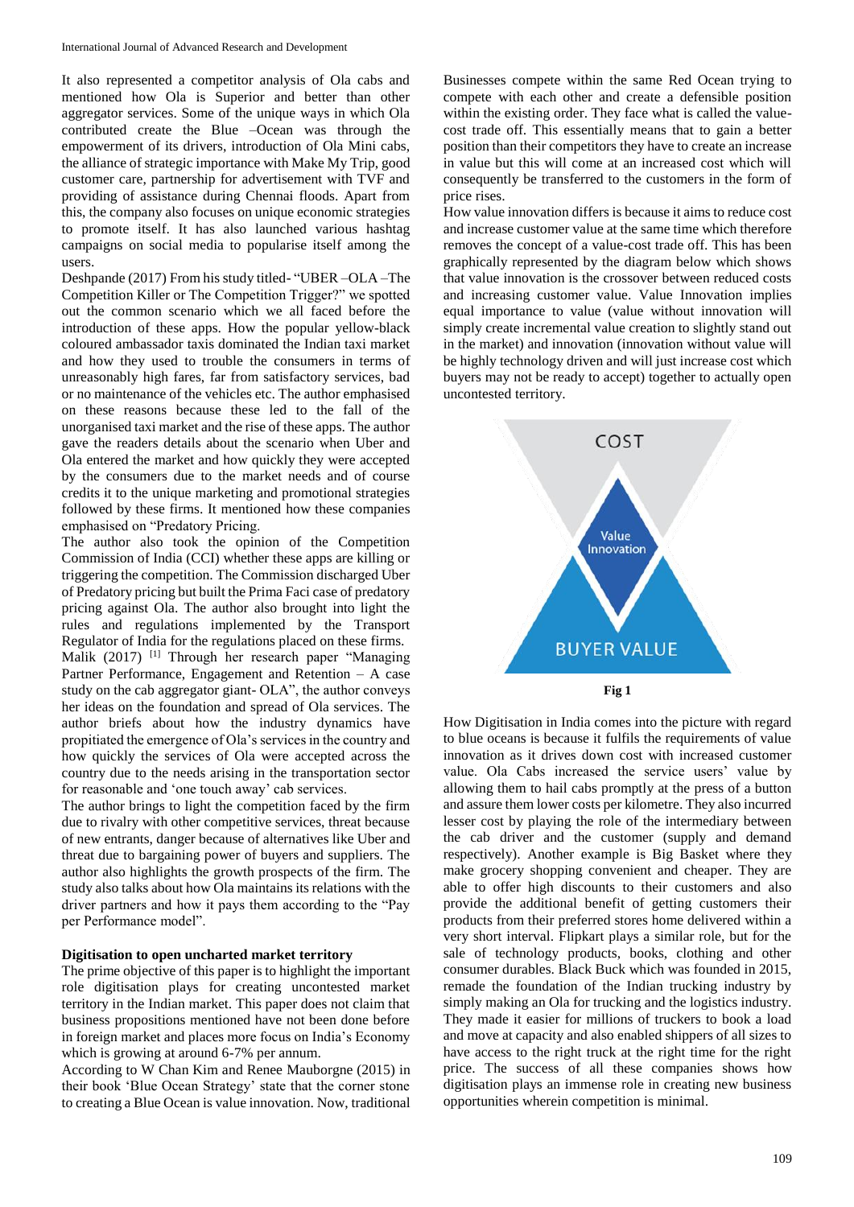It also represented a competitor analysis of Ola cabs and mentioned how Ola is Superior and better than other aggregator services. Some of the unique ways in which Ola contributed create the Blue –Ocean was through the empowerment of its drivers, introduction of Ola Mini cabs, the alliance of strategic importance with Make My Trip, good customer care, partnership for advertisement with TVF and providing of assistance during Chennai floods. Apart from this, the company also focuses on unique economic strategies to promote itself. It has also launched various hashtag campaigns on social media to popularise itself among the users.

Deshpande (2017) From his study titled- "UBER –OLA –The Competition Killer or The Competition Trigger?" we spotted out the common scenario which we all faced before the introduction of these apps. How the popular yellow-black coloured ambassador taxis dominated the Indian taxi market and how they used to trouble the consumers in terms of unreasonably high fares, far from satisfactory services, bad or no maintenance of the vehicles etc. The author emphasised on these reasons because these led to the fall of the unorganised taxi market and the rise of these apps. The author gave the readers details about the scenario when Uber and Ola entered the market and how quickly they were accepted by the consumers due to the market needs and of course credits it to the unique marketing and promotional strategies followed by these firms. It mentioned how these companies emphasised on "Predatory Pricing.

The author also took the opinion of the Competition Commission of India (CCI) whether these apps are killing or triggering the competition. The Commission discharged Uber of Predatory pricing but built the Prima Faci case of predatory pricing against Ola. The author also brought into light the rules and regulations implemented by the Transport Regulator of India for the regulations placed on these firms.

Malik (2017) [1] Through her research paper "Managing Partner Performance, Engagement and Retention – A case study on the cab aggregator giant- OLA", the author conveys her ideas on the foundation and spread of Ola services. The author briefs about how the industry dynamics have propitiated the emergence of Ola's services in the country and how quickly the services of Ola were accepted across the country due to the needs arising in the transportation sector for reasonable and 'one touch away' cab services.

The author brings to light the competition faced by the firm due to rivalry with other competitive services, threat because of new entrants, danger because of alternatives like Uber and threat due to bargaining power of buyers and suppliers. The author also highlights the growth prospects of the firm. The study also talks about how Ola maintains its relations with the driver partners and how it pays them according to the "Pay per Performance model".

### Digitisation to open uncharted market territory

The prime objective of this paper is to highlight the important role digitisation plays for creating uncontested market territory in the Indian market. This paper does not claim that business propositions mentioned have not been done before in foreign market and places more focus on India's Economy which is growing at around 6-7% per annum.

According to W Chan Kim and Renee Mauborgne (2015) in their book 'Blue Ocean Strategy' state that the corner stone to creating a Blue Ocean is value innovation. Now, traditional Businesses compete within the same Red Ocean trying to compete with each other and create a defensible position within the existing order. They face what is called the value-cost trade off. This essentially means that to gain a better position than their competitors they have to create an increase in value but this will come at an increased cost which will consequently be transferred to the customers in the form of price rises.

How value innovation differs is because it aims to reduce cost and increase customer value at the same time which therefore removes the concept of a value-cost trade off. This has been graphically represented by the diagram below which shows that value innovation is the crossover between reduced costs and increasing customer value. Value Innovation implies equal importance to value (value without innovation will simply create incremental value creation to slightly stand out in the market) and innovation (innovation without value will be highly technology driven and will just increase cost which buyers may not be ready to accept) together to actually open uncontested territory.

COST

Value Innovation

BUYER VALUE

**Fig 1**

How Digitisation in India comes into the picture with regard to blue oceans is because it fulfils the requirements of value innovation as it drives down cost with increased customer value. Ola Cabs increased the service users' value by allowing them to hail cabs promptly at the press of a button and assure them lower costs per kilometre. They also incurred lesser cost by playing the role of the intermediary between the cab driver and the customer (supply and demand respectively). Another example is Big Basket where they make grocery shopping convenient and cheaper. They are able to offer high discounts to their customers and also provide the additional benefit of getting customers their products from their preferred stores home delivered within a very short interval. Flipkart plays a similar role, but for the sale of technology products, books, clothing and other consumer durables. Black Buck which was founded in 2015, remade the foundation of the Indian trucking industry by simply making an Ola for trucking and the logistics industry. They made it easier for millions of truckers to book a load and move at capacity and also enabled shippers of all sizes to have access to the right truck at the right time for the right price. The success of all these companies shows how digitisation plays an immense role in creating new business opportunities wherein competition is minimal.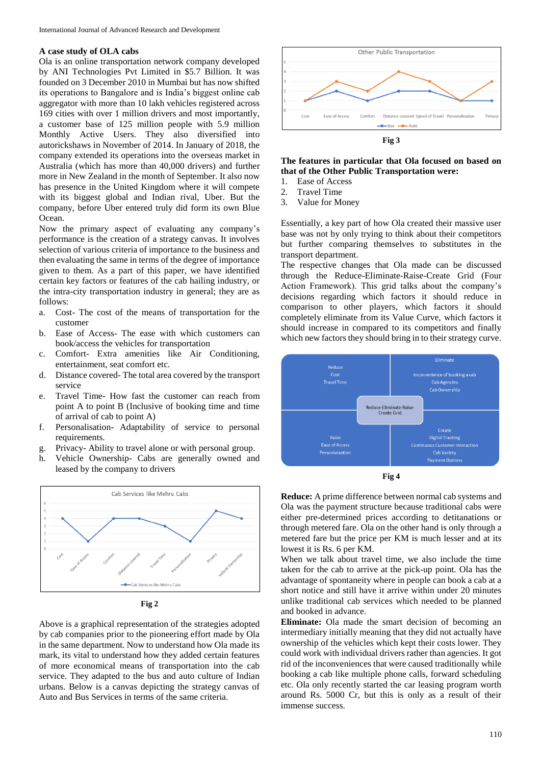### A case study of OLA cabs

Ola is an online transportation network company developed by ANI Technologies Pvt Limited in $5.7 Billion. It was founded on 3 December 2010 in Mumbai but has now shifted its operations to Bangalore and is India's biggest online cab aggregator with more than 10 lakh vehicles registered across 169 cities with over 1 million drivers and most importantly, a customer base of 125 million people with 5.9 million Monthly Active Users. They also diversified into autorickshaws in November of 2014. In January of 2018, the company extended its operations into the overseas market in Australia (which has more than 40,000 drivers) and further more in New Zealand in the month of September. It also now has presence in the United Kingdom where it will compete with its biggest global and Indian rival, Uber. But the company, before Uber entered truly did form its own Blue Ocean.

Now the primary aspect of evaluating any company's performance is the creation of a strategy canvas. It involves selection of various criteria of importance to the business and then evaluating the same in terms of the degree of importance given to them. As a part of this paper, we have identified certain key factors or features of the cab hailing industry, or the intra-city transportation industry in general; they are as follows:

a. Cost- The cost of the means of transportation for the customer
b. Ease of Access- The ease with which customers can book/access the vehicles for transportation
c. Comfort- Extra amenities like Air Conditioning, entertainment, seat comfort etc.
d. Distance covered- The total area covered by the transport service
e. Travel Time- How fast the customer can reach from point A to point B (Inclusive of booking time and time of arrival of cab to point A)
f. Personalisation- Adaptability of service to personal requirements.
g. Privacy- Ability to travel alone or with personal group.
h. Vehicle Ownership- Cabs are generally owned and leased by the company to drivers

Fig 2

Above is a graphical representation of the strategies adopted by cab companies prior to the pioneering effort made by Ola in the same department. Now to understand how Ola made its mark, its vital to understand how they added certain features of more economical means of transportation into the cab service. They adapted to the bus and auto culture of Indian urbans. Below is a canvas depicting the strategy canvas of Auto and Bus Services in terms of the same criteria.

Fig 3

**The features in particular that Ola focused on based on that of the Other Public Transportation were:**

1. Ease of Access
2. Travel Time
3. Value for Money

Essentially, a key part of how Ola created their massive user base was not by only trying to think about their competitors but further comparing themselves to substitutes in the transport department.

The respective changes that Ola made can be discussed through the Reduce-Eliminate-Raise-Create Grid (Four Action Framework). This grid talks about the company's decisions regarding which factors it should reduce in comparison to other players, which factors it should completely eliminate from its Value Curve, which factors it should increase in compared to its competitors and finally which new factors they should bring in to their strategy curve.

Fig 4

**Reduce:** A prime difference between normal cab systems and Ola was the payment structure because traditional cabs were either pre-determined prices according to detitanations or through metered fare. Ola on the other hand is only through a metered fare but the price per KM is much lesser and at its lowest it is Rs. 6 per KM.

When we talk about travel time, we also include the time taken for the cab to arrive at the pick-up point. Ola has the advantage of spontaneity where in people can book a cab at a short notice and still have it arrive within under 20 minutes unlike traditional cab services which needed to be planned and booked in advance.

**Eliminate:** Ola made the smart decision of becoming an intermediary initially meaning that they did not actually have ownership of the vehicles which kept their costs lower. They could work with individual drivers rather than agencies. It got rid of the inconveniences that were caused traditionally while booking a cab like multiple phone calls, forward scheduling etc. Ola only recently started the car leasing program worth around Rs. 5000 Cr, but this is only as a result of their immense success.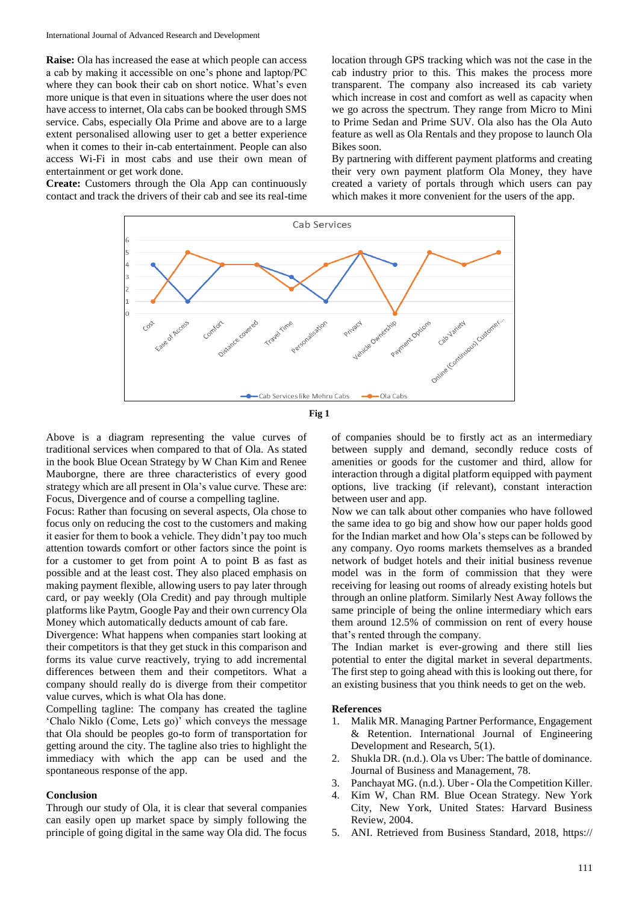**Raise:** Ola has increased the ease at which people can access a cab by making it accessible on one's phone and laptop/PC where they can book their cab on short notice. What's even more unique is that even in situations where the user does not have access to internet, Ola cabs can be booked through SMS service. Cabs, especially Ola Prime and above are to a large extent personalised allowing user to get a better experience when it comes to their in-cab entertainment. People can also access Wi-Fi in most cabs and use their own mean of entertainment or get work done.

**Create:** Customers through the Ola App can continuously contact and track the drivers of their cab and see its real-time location through GPS tracking which was not the case in the cab industry prior to this. This makes the process more transparent. The company also increased its cab variety which increase in cost and comfort as well as capacity when we go across the spectrum. They range from Micro to Mini to Prime Sedan and Prime SUV. Ola also has the Ola Auto feature as well as Ola Rentals and they propose to launch Ola Bikes soon.

By partnering with different payment platforms and creating their very own payment platform Ola Money, they have created a variety of portals through which users can pay which makes it more convenient for the users of the app.

**Fig 1**

Above is a diagram representing the value curves of traditional services when compared to that of Ola. As stated in the book Blue Ocean Strategy by W Chan Kim and Renee Mauborgne, there are three characteristics of every good strategy which are all present in Ola's value curve. These are: Focus, Divergence and of course a compelling tagline.

Focus: Rather than focusing on several aspects, Ola chose to focus only on reducing the cost to the customers and making it easier for them to book a vehicle. They didn't pay too much attention towards comfort or other factors since the point is for a customer to get from point A to point B as fast as possible and at the least cost. They also placed emphasis on making payment flexible, allowing users to pay later through card, or pay weekly (Ola Credit) and pay through multiple platforms like Paytm, Google Pay and their own currency Ola Money which automatically deducts amount of cab fare.

Divergence: What happens when companies start looking at their competitors is that they get stuck in this comparison and forms its value curve reactively, trying to add incremental differences between them and their competitors. What a company should really do is diverge from their competitor value curves, which is what Ola has done.

Compelling tagline: The company has created the tagline 'Chalo Niklo (Come, Lets go)' which conveys the message that Ola should be peoples go-to form of transportation for getting around the city. The tagline also tries to highlight the immediacy with which the app can be used and the spontaneous response of the app.

## Conclusion

Through our study of Ola, it is clear that several companies can easily open up market space by simply following the principle of going digital in the same way Ola did. The focus of companies should be to firstly act as an intermediary between supply and demand, secondly reduce costs of amenities or goods for the customer and third, allow for interaction through a digital platform equipped with payment options, live tracking (if relevant), constant interaction between user and app.

Now we can talk about other companies who have followed the same idea to go big and show how our paper holds good for the Indian market and how Ola's steps can be followed by any company. Oyo rooms markets themselves as a branded network of budget hotels and their initial business revenue model was in the form of commission that they were receiving for leasing out rooms of already existing hotels but through an online platform. Similarly Nest Away follows the same principle of being the online intermediary which ears them around 12.5% of commission on rent of every house that's rented through the company.

The Indian market is ever-growing and there still lies potential to enter the digital market in several departments. The first step to going ahead with this is looking out there, for an existing business that you think needs to get on the web.

## References

1. Malik MR. Managing Partner Performance, Engagement & Retention. International Journal of Engineering Development and Research, 5(1).
2. Shukla DR. (n.d.). Ola vs Uber: The battle of dominance. Journal of Business and Management, 78.
3. Panchayat MG. (n.d.). Uber - Ola the Competition Killer.
4. Kim W, Chan RM. Blue Ocean Strategy. New York City, New York, United States: Harvard Business Review, 2004.
5. ANI. Retrieved from Business Standard, 2018, https://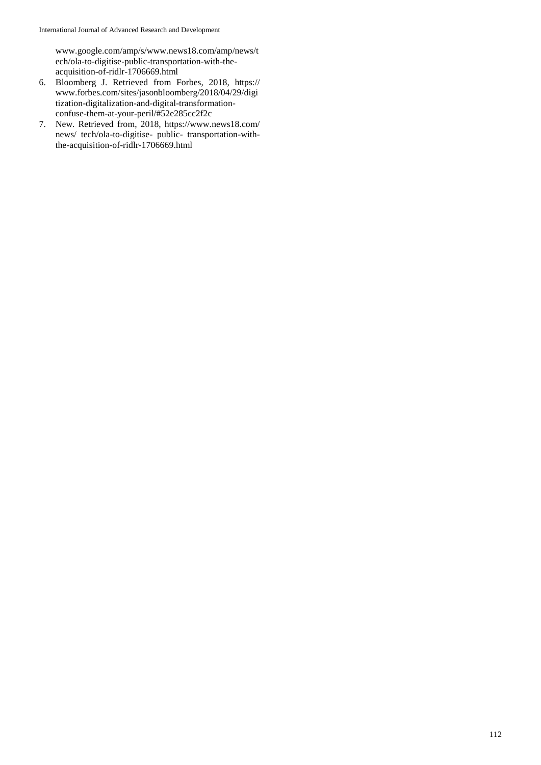www.google.com/amp/s/www.news18.com/amp/news/tech/ola-to-digitise-public-transportation-with-the-acquisition-of-ridlr-1706669.html

6. Bloomberg J. Retrieved from Forbes, 2018, https://www.forbes.com/sites/jasonbloomberg/2018/04/29/digitization-digitalization-and-digital-transformation-confuse-them-at-your-peril/#52e285cc2f2c
7. New. Retrieved from, 2018, https://www.news18.com/news/ tech/ola-to-digitise- public- transportation-with-the-acquisition-of-ridlr-1706669.html